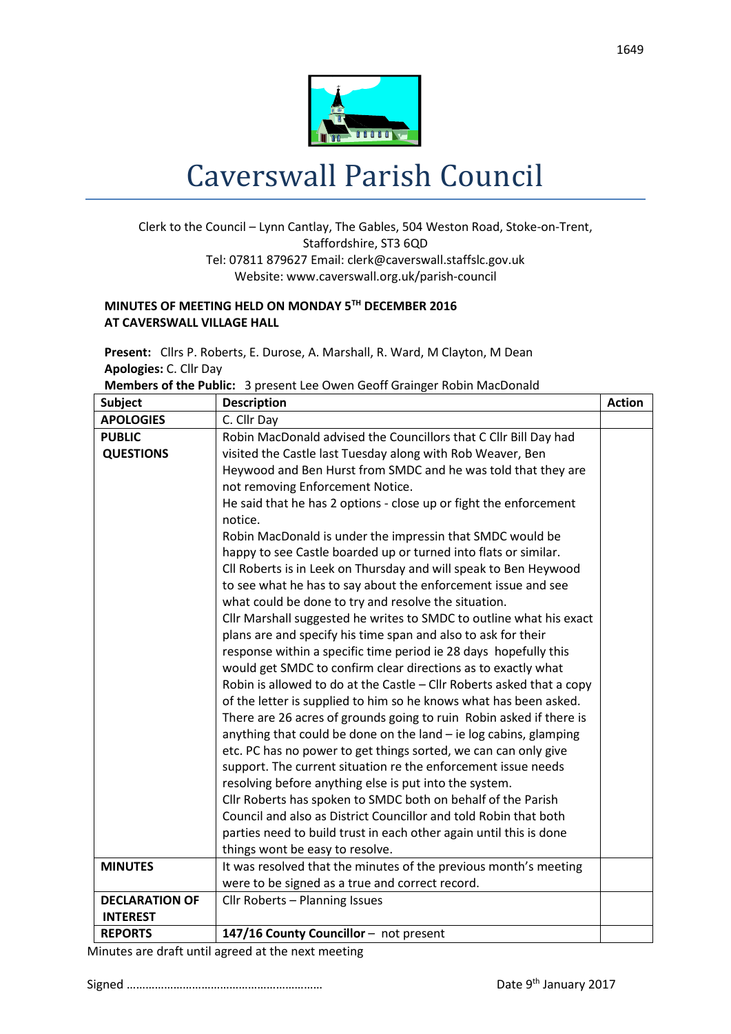# Caverswall Parish Council

Clerk to the Council – Lynn Cantlay, The Gables, 504 Weston Road, Stoke-on-Trent, Staffordshire, ST3 6QD
Tel: 07811 879627 Email: clerk@caverswall.staffslc.gov.uk
Website: www.caverswall.org.uk/parish-council

**MINUTES OF MEETING HELD ON MONDAY 5TH DECEMBER 2016**
**AT CAVERSWALL VILLAGE HALL**

**Present:** Cllrs P. Roberts, E. Durose, A. Marshall, R. Ward, M Clayton, M Dean
**Apologies:** C. Cllr Day
**Members of the Public:** 3 present Lee Owen Geoff Grainger Robin MacDonald

| Subject | Description | Action |
|---|---|---|
| **APOLOGIES** | C. Cllr Day | |
| **PUBLIC QUESTIONS** | Robin MacDonald advised the Councillors that C Cllr Bill Day had visited the Castle last Tuesday along with Rob Weaver, Ben Heywood and Ben Hurst from SMDC and he was told that they are not removing Enforcement Notice.<br>He said that he has 2 options - close up or fight the enforcement notice.<br>Robin MacDonald is under the impressin that SMDC would be happy to see Castle boarded up or turned into flats or similar.<br>Cll Roberts is in Leek on Thursday and will speak to Ben Heywood to see what he has to say about the enforcement issue and see what could be done to try and resolve the situation.<br>Cllr Marshall suggested he writes to SMDC to outline what his exact plans are and specify his time span and also to ask for their response within a specific time period ie 28 days hopefully this would get SMDC to confirm clear directions as to exactly what Robin is allowed to do at the Castle – Cllr Roberts asked that a copy of the letter is supplied to him so he knows what has been asked.<br>There are 26 acres of grounds going to ruin Robin asked if there is anything that could be done on the land – ie log cabins, glamping etc. PC has no power to get things sorted, we can can only give support. The current situation re the enforcement issue needs resolving before anything else is put into the system.<br>Cllr Roberts has spoken to SMDC both on behalf of the Parish Council and also as District Councillor and told Robin that both parties need to build trust in each other again until this is done things wont be easy to resolve. | |
| **MINUTES** | It was resolved that the minutes of the previous month's meeting were to be signed as a true and correct record. | |
| **DECLARATION OF INTEREST** | Cllr Roberts – Planning Issues | |
| **REPORTS** | **147/16 County Councillor** – not present | |

Minutes are draft until agreed at the next meeting

Signed …………………………………………………… Date 9th January 2017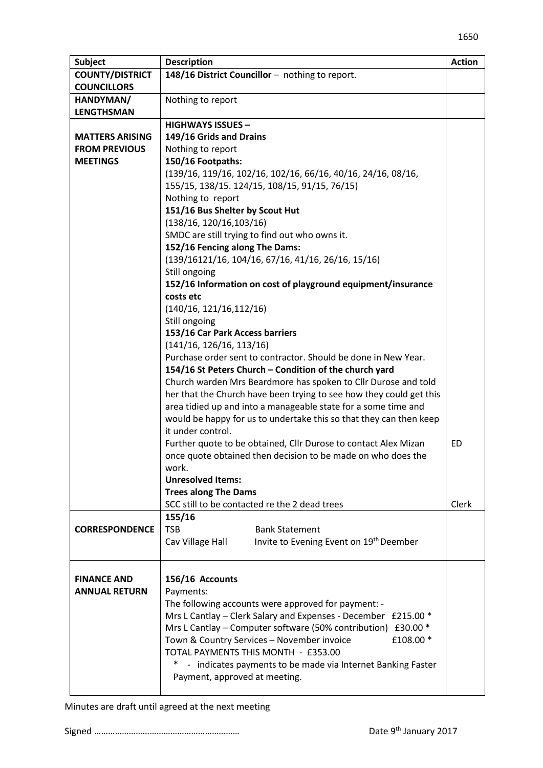| Subject | Description | Action |
|---|---|---|
| **COUNTY/DISTRICT COUNCILLORS** | **148/16 District Councillor** – nothing to report. | |
| **HANDYMAN/ LENGTHSMAN** | Nothing to report | |
| **MATTERS ARISING FROM PREVIOUS MEETINGS** | **HIGHWAYS ISSUES –**<br>**149/16 Grids and Drains**<br>Nothing to report<br>**150/16 Footpaths:**<br>(139/16, 119/16, 102/16, 102/16, 66/16, 40/16, 24/16, 08/16, 155/15, 138/15. 124/15, 108/15, 91/15, 76/15)<br>Nothing to report<br>**151/16 Bus Shelter by Scout Hut**<br>(138/16, 120/16,103/16)<br>SMDC are still trying to find out who owns it.<br>**152/16 Fencing along The Dams:**<br>(139/16121/16, 104/16, 67/16, 41/16, 26/16, 15/16)<br>Still ongoing<br>**152/16 Information on cost of playground equipment/insurance costs etc**<br>(140/16, 121/16,112/16)<br>Still ongoing<br>**153/16 Car Park Access barriers**<br>(141/16, 126/16, 113/16)<br>Purchase order sent to contractor. Should be done in New Year.<br>**154/16 St Peters Church – Condition of the church yard**<br>Church warden Mrs Beardmore has spoken to Cllr Durose and told her that the Church have been trying to see how they could get this area tidied up and into a manageable state for a some time and would be happy for us to undertake this so that they can then keep it under control.<br>Further quote to be obtained, Cllr Durose to contact Alex Mizan once quote obtained then decision to be made on who does the work.<br>**Unresolved Items:**<br>**Trees along The Dams**<br>SCC still to be contacted re the 2 dead trees | ED<br><br>Clerk |
| **CORRESPONDENCE** | **155/16**<br>TSB — Bank Statement<br>Cav Village Hall — Invite to Evening Event on 19th Deember | |
| **FINANCE AND ANNUAL RETURN** | **156/16 Accounts**<br>Payments:<br>The following accounts were approved for payment: -<br>Mrs L Cantlay – Clerk Salary and Expenses - December £215.00 *<br>Mrs L Cantlay – Computer software (50% contribution) £30.00 *<br>Town & Country Services – November invoice £108.00 *<br>TOTAL PAYMENTS THIS MONTH - £353.00<br>* - indicates payments to be made via Internet Banking Faster Payment, approved at meeting. | |

Minutes are draft until agreed at the next meeting

Signed ……………………………………………………… Date 9th January 2017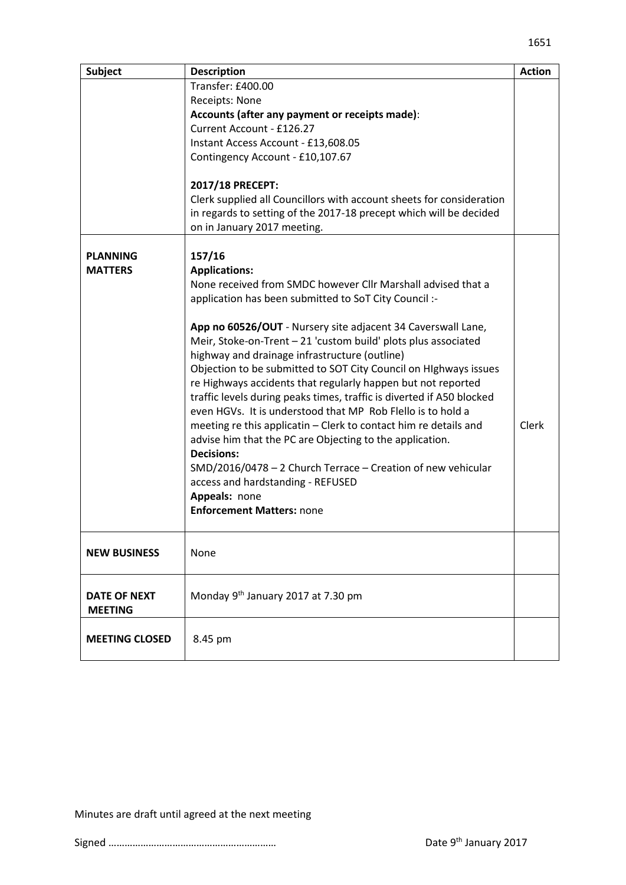| Subject | Description | Action |
|---|---|---|
| | Transfer: £400.00<br>Receipts: None<br>**Accounts (after any payment or receipts made)**:<br>Current Account - £126.27<br>Instant Access Account - £13,608.05<br>Contingency Account - £10,107.67<br><br>**2017/18 PRECEPT:**<br>Clerk supplied all Councillors with account sheets for consideration in regards to setting of the 2017-18 precept which will be decided on in January 2017 meeting. | |
| **PLANNING MATTERS** | **157/16**<br>**Applications:**<br>None received from SMDC however Cllr Marshall advised that a application has been submitted to SoT City Council :-<br><br>**App no 60526/OUT** - Nursery site adjacent 34 Caverswall Lane, Meir, Stoke-on-Trent – 21 'custom build' plots plus associated highway and drainage infrastructure (outline)<br>Objection to be submitted to SOT City Council on HIghways issues re Highways accidents that regularly happen but not reported traffic levels during peaks times, traffic is diverted if A50 blocked even HGVs. It is understood that MP Rob Flello is to hold a meeting re this applicatin – Clerk to contact him re details and advise him that the PC are Objecting to the application.<br>**Decisions:**<br>SMD/2016/0478 – 2 Church Terrace – Creation of new vehicular access and hardstanding - REFUSED<br>**Appeals:** none<br>**Enforcement Matters:** none | Clerk |
| **NEW BUSINESS** | None | |
| **DATE OF NEXT MEETING** | Monday 9th January 2017 at 7.30 pm | |
| **MEETING CLOSED** | 8.45 pm | |

Minutes are draft until agreed at the next meeting

Signed ……………………………………………………… Date 9th January 2017